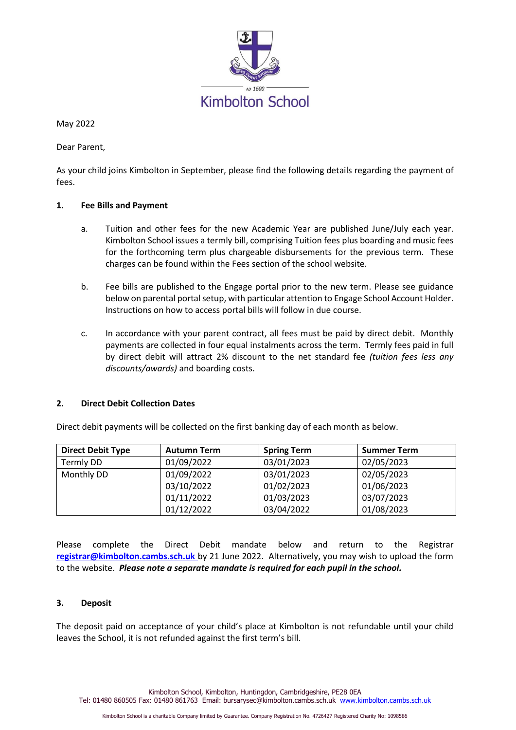AD 1600

Kimbolton School

May 2022

Dear Parent,

As your child joins Kimbolton in September, please find the following details regarding the payment of fees.

**1. Fee Bills and Payment**

a. Tuition and other fees for the new Academic Year are published June/July each year. Kimbolton School issues a termly bill, comprising Tuition fees plus boarding and music fees for the forthcoming term plus chargeable disbursements for the previous term. These charges can be found within the Fees section of the school website.

b. Fee bills are published to the Engage portal prior to the new term. Please see guidance below on parental portal setup, with particular attention to Engage School Account Holder. Instructions on how to access portal bills will follow in due course.

c. In accordance with your parent contract, all fees must be paid by direct debit. Monthly payments are collected in four equal instalments across the term. Termly fees paid in full by direct debit will attract 2% discount to the net standard fee *(tuition fees less any discounts/awards)* and boarding costs.

**2. Direct Debit Collection Dates**

Direct debit payments will be collected on the first banking day of each month as below.

| Direct Debit Type | Autumn Term | Spring Term | Summer Term |
|---|---|---|---|
| Termly DD | 01/09/2022 | 03/01/2023 | 02/05/2023 |
| Monthly DD | 01/09/2022<br>03/10/2022<br>01/11/2022<br>01/12/2022 | 03/01/2023<br>01/02/2023<br>01/03/2023<br>03/04/2022 | 02/05/2023<br>01/06/2023<br>03/07/2023<br>01/08/2023 |

Please complete the Direct Debit mandate below and return to the Registrar **registrar@kimbolton.cambs.sch.uk** by 21 June 2022. Alternatively, you may wish to upload the form to the website. ***Please note a separate mandate is required for each pupil in the school.***

**3. Deposit**

The deposit paid on acceptance of your child's place at Kimbolton is not refundable until your child leaves the School, it is not refunded against the first term's bill.

Kimbolton School, Kimbolton, Huntingdon, Cambridgeshire, PE28 0EA
Tel: 01480 860505 Fax: 01480 861763 Email: bursarysec@kimbolton.cambs.sch.uk www.kimbolton.cambs.sch.uk

Kimbolton School is a charitable Company limited by Guarantee. Company Registration No. 4726427 Registered Charity No: 1098586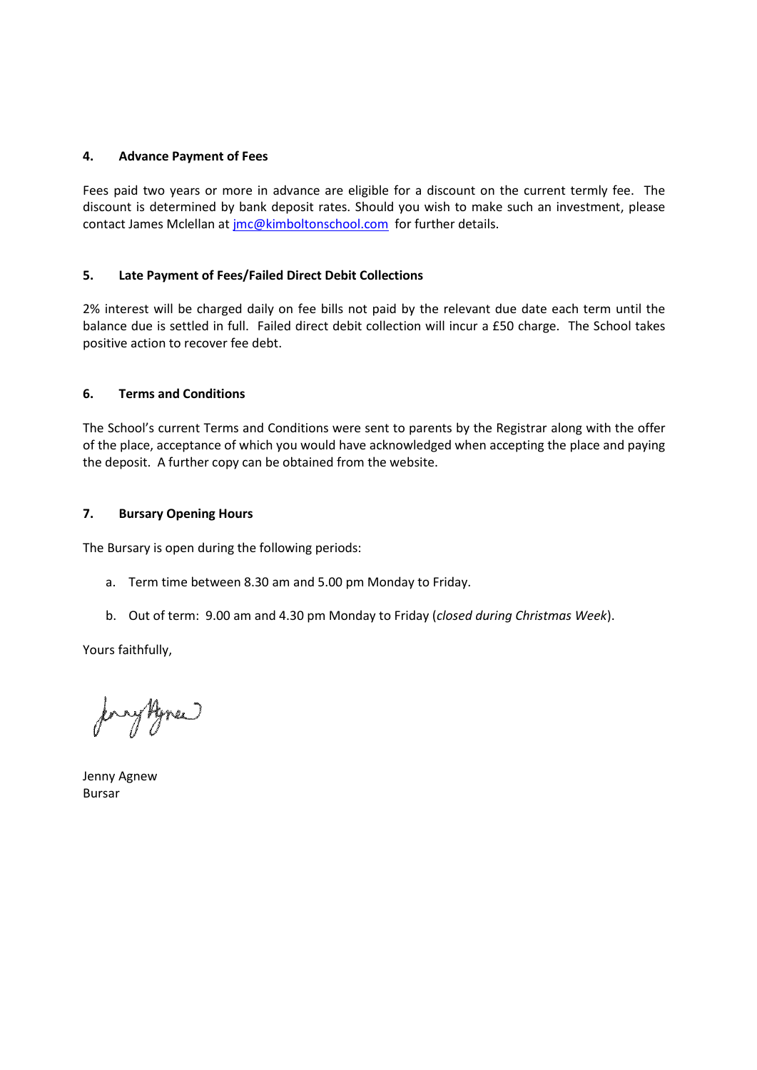**4. Advance Payment of Fees**

Fees paid two years or more in advance are eligible for a discount on the current termly fee. The discount is determined by bank deposit rates. Should you wish to make such an investment, please contact James Mclellan at jmc@kimboltonschool.com for further details.

**5. Late Payment of Fees/Failed Direct Debit Collections**

2% interest will be charged daily on fee bills not paid by the relevant due date each term until the balance due is settled in full. Failed direct debit collection will incur a £50 charge. The School takes positive action to recover fee debt.

**6. Terms and Conditions**

The School's current Terms and Conditions were sent to parents by the Registrar along with the offer of the place, acceptance of which you would have acknowledged when accepting the place and paying the deposit. A further copy can be obtained from the website.

**7. Bursary Opening Hours**

The Bursary is open during the following periods:

a. Term time between 8.30 am and 5.00 pm Monday to Friday.

b. Out of term: 9.00 am and 4.30 pm Monday to Friday (*closed during Christmas Week*).

Yours faithfully,

Jenny Agnew
Bursar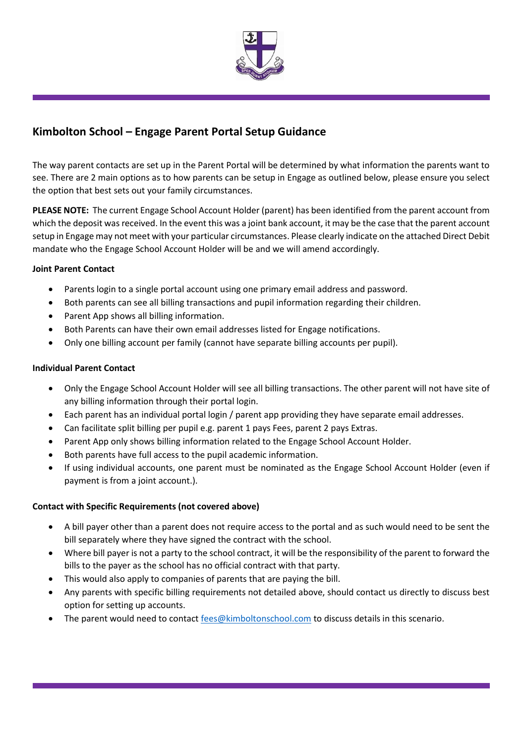## Kimbolton School – Engage Parent Portal Setup Guidance

The way parent contacts are set up in the Parent Portal will be determined by what information the parents want to see. There are 2 main options as to how parents can be setup in Engage as outlined below, please ensure you select the option that best sets out your family circumstances.

**PLEASE NOTE:** The current Engage School Account Holder (parent) has been identified from the parent account from which the deposit was received. In the event this was a joint bank account, it may be the case that the parent account setup in Engage may not meet with your particular circumstances. Please clearly indicate on the attached Direct Debit mandate who the Engage School Account Holder will be and we will amend accordingly.

**Joint Parent Contact**

- Parents login to a single portal account using one primary email address and password.
- Both parents can see all billing transactions and pupil information regarding their children.
- Parent App shows all billing information.
- Both Parents can have their own email addresses listed for Engage notifications.
- Only one billing account per family (cannot have separate billing accounts per pupil).

**Individual Parent Contact**

- Only the Engage School Account Holder will see all billing transactions. The other parent will not have site of any billing information through their portal login.
- Each parent has an individual portal login / parent app providing they have separate email addresses.
- Can facilitate split billing per pupil e.g. parent 1 pays Fees, parent 2 pays Extras.
- Parent App only shows billing information related to the Engage School Account Holder.
- Both parents have full access to the pupil academic information.
- If using individual accounts, one parent must be nominated as the Engage School Account Holder (even if payment is from a joint account.).

**Contact with Specific Requirements (not covered above)**

- A bill payer other than a parent does not require access to the portal and as such would need to be sent the bill separately where they have signed the contract with the school.
- Where bill payer is not a party to the school contract, it will be the responsibility of the parent to forward the bills to the payer as the school has no official contract with that party.
- This would also apply to companies of parents that are paying the bill.
- Any parents with specific billing requirements not detailed above, should contact us directly to discuss best option for setting up accounts.
- The parent would need to contact fees@kimboltonschool.com to discuss details in this scenario.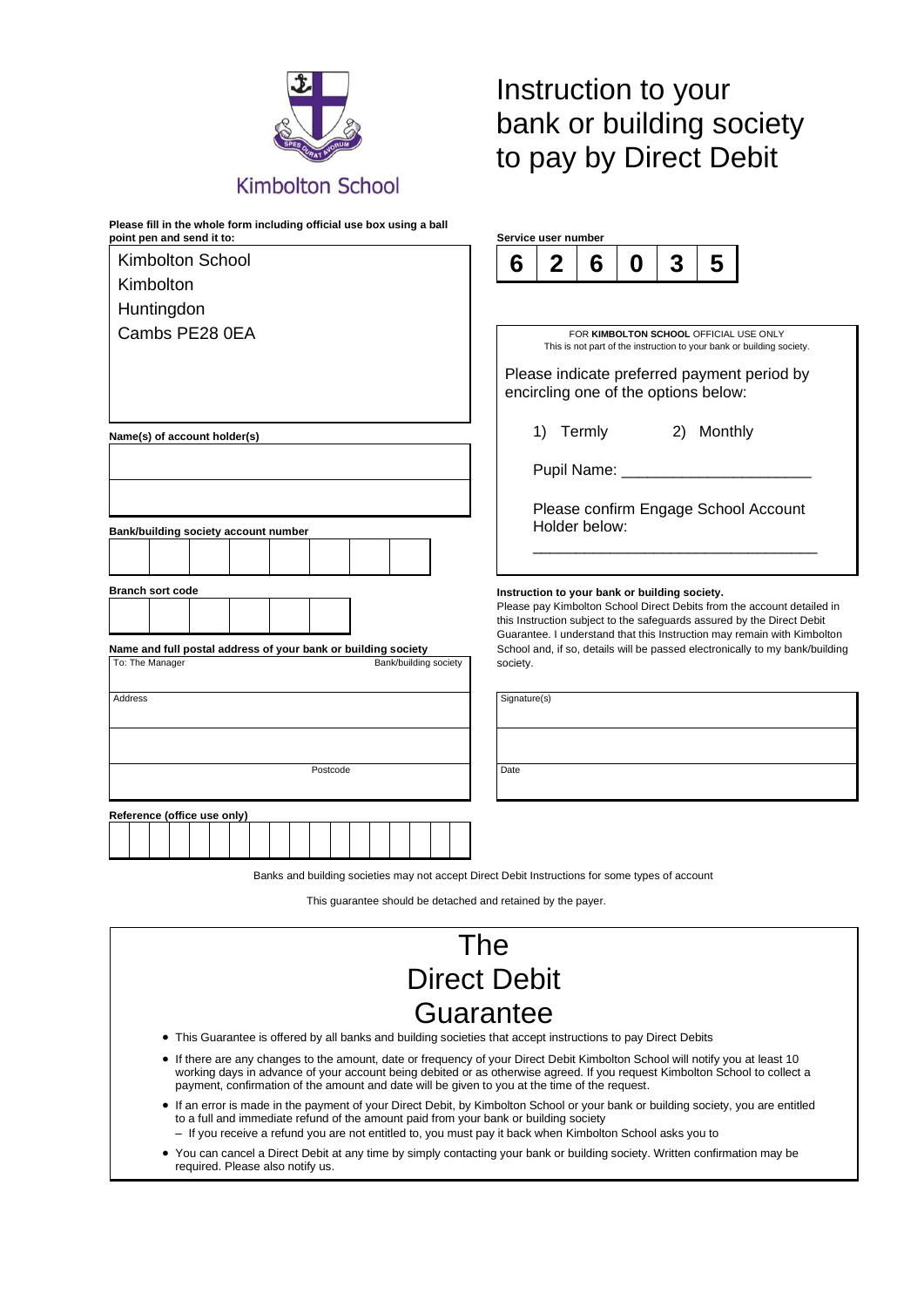Kimbolton School

# Instruction to your bank or building society to pay by Direct Debit

**Please fill in the whole form including official use box using a ball point pen and send it to:**

Kimbolton School
Kimbolton
Huntingdon
Cambs PE28 0EA

**Service user number**

| | | | | | |
|---|---|---|---|---|---|
| 6 | 2 | 6 | 0 | 3 | 5 |

FOR **KIMBOLTON SCHOOL** OFFICIAL USE ONLY
This is not part of the instruction to your bank or building society.

Please indicate preferred payment period by encircling one of the options below:

1) Termly    2) Monthly

Pupil Name: ______________________

Please confirm Engage School Account Holder below:

__________________________________

**Name(s) of account holder(s)**

**Bank/building society account number**

**Branch sort code**

**Name and full postal address of your bank or building society**

To: The Manager    Bank/building society

Address

Postcode

**Reference (office use only)**

**Instruction to your bank or building society.**
Please pay Kimbolton School Direct Debits from the account detailed in this Instruction subject to the safeguards assured by the Direct Debit Guarantee. I understand that this Instruction may remain with Kimbolton School and, if so, details will be passed electronically to my bank/building society.

Signature(s)

Date

Banks and building societies may not accept Direct Debit Instructions for some types of account

This guarantee should be detached and retained by the payer.

## The Direct Debit Guarantee

- This Guarantee is offered by all banks and building societies that accept instructions to pay Direct Debits
- If there are any changes to the amount, date or frequency of your Direct Debit Kimbolton School will notify you at least 10 working days in advance of your account being debited or as otherwise agreed. If you request Kimbolton School to collect a payment, confirmation of the amount and date will be given to you at the time of the request.
- If an error is made in the payment of your Direct Debit, by Kimbolton School or your bank or building society, you are entitled to a full and immediate refund of the amount paid from your bank or building society
  - If you receive a refund you are not entitled to, you must pay it back when Kimbolton School asks you to
- You can cancel a Direct Debit at any time by simply contacting your bank or building society. Written confirmation may be required. Please also notify us.